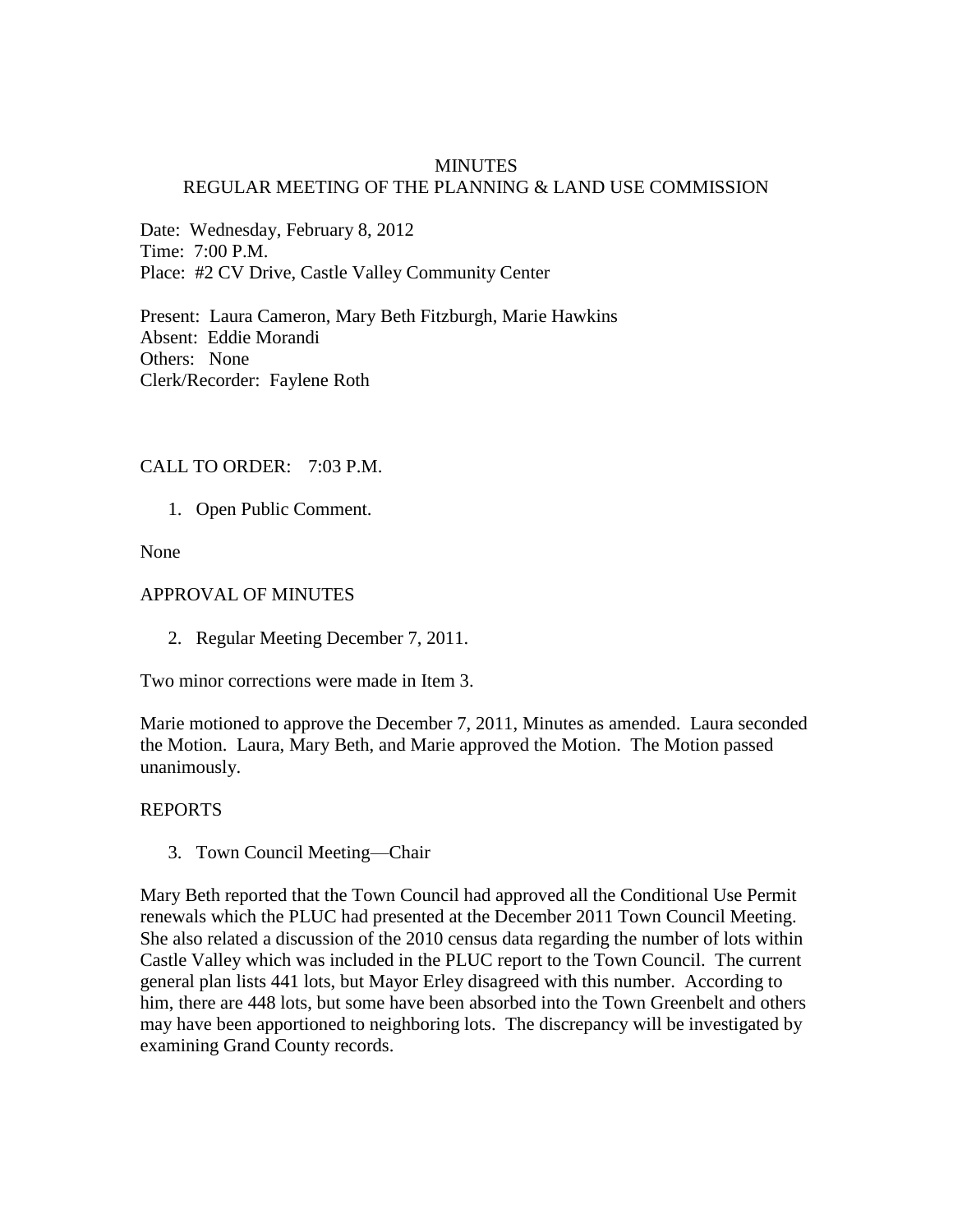# MINUTES
## REGULAR MEETING OF THE PLANNING & LAND USE COMMISSION

Date: Wednesday, February 8, 2012
Time: 7:00 P.M.
Place: #2 CV Drive, Castle Valley Community Center

Present: Laura Cameron, Mary Beth Fitzburgh, Marie Hawkins
Absent: Eddie Morandi
Others: None
Clerk/Recorder: Faylene Roth

CALL TO ORDER: 7:03 P.M.

1. Open Public Comment.

None

APPROVAL OF MINUTES

2. Regular Meeting December 7, 2011.

Two minor corrections were made in Item 3.

Marie motioned to approve the December 7, 2011, Minutes as amended. Laura seconded the Motion. Laura, Mary Beth, and Marie approved the Motion. The Motion passed unanimously.

REPORTS

3. Town Council Meeting—Chair

Mary Beth reported that the Town Council had approved all the Conditional Use Permit renewals which the PLUC had presented at the December 2011 Town Council Meeting. She also related a discussion of the 2010 census data regarding the number of lots within Castle Valley which was included in the PLUC report to the Town Council. The current general plan lists 441 lots, but Mayor Erley disagreed with this number. According to him, there are 448 lots, but some have been absorbed into the Town Greenbelt and others may have been apportioned to neighboring lots. The discrepancy will be investigated by examining Grand County records.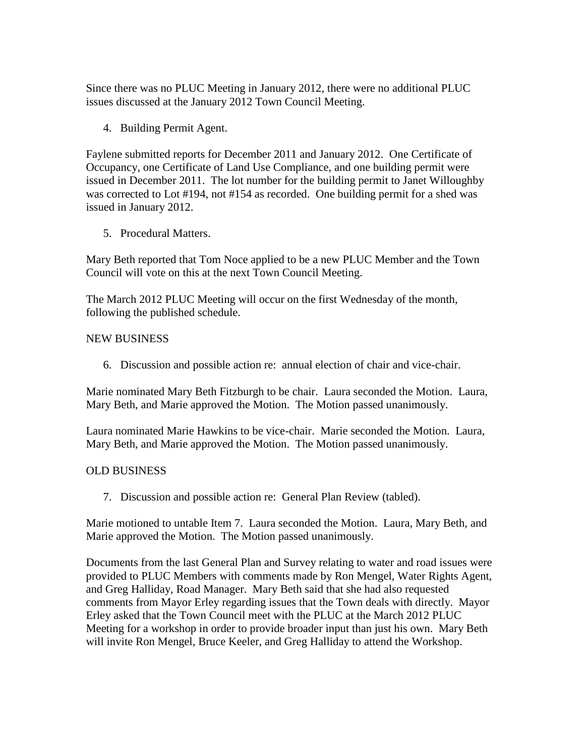Since there was no PLUC Meeting in January 2012, there were no additional PLUC issues discussed at the January 2012 Town Council Meeting.

4. Building Permit Agent.

Faylene submitted reports for December 2011 and January 2012. One Certificate of Occupancy, one Certificate of Land Use Compliance, and one building permit were issued in December 2011. The lot number for the building permit to Janet Willoughby was corrected to Lot #194, not #154 as recorded. One building permit for a shed was issued in January 2012.

5. Procedural Matters.

Mary Beth reported that Tom Noce applied to be a new PLUC Member and the Town Council will vote on this at the next Town Council Meeting.

The March 2012 PLUC Meeting will occur on the first Wednesday of the month, following the published schedule.

NEW BUSINESS

6. Discussion and possible action re: annual election of chair and vice-chair.

Marie nominated Mary Beth Fitzburgh to be chair. Laura seconded the Motion. Laura, Mary Beth, and Marie approved the Motion. The Motion passed unanimously.

Laura nominated Marie Hawkins to be vice-chair. Marie seconded the Motion. Laura, Mary Beth, and Marie approved the Motion. The Motion passed unanimously.

OLD BUSINESS

7. Discussion and possible action re: General Plan Review (tabled).

Marie motioned to untable Item 7. Laura seconded the Motion. Laura, Mary Beth, and Marie approved the Motion. The Motion passed unanimously.

Documents from the last General Plan and Survey relating to water and road issues were provided to PLUC Members with comments made by Ron Mengel, Water Rights Agent, and Greg Halliday, Road Manager. Mary Beth said that she had also requested comments from Mayor Erley regarding issues that the Town deals with directly. Mayor Erley asked that the Town Council meet with the PLUC at the March 2012 PLUC Meeting for a workshop in order to provide broader input than just his own. Mary Beth will invite Ron Mengel, Bruce Keeler, and Greg Halliday to attend the Workshop.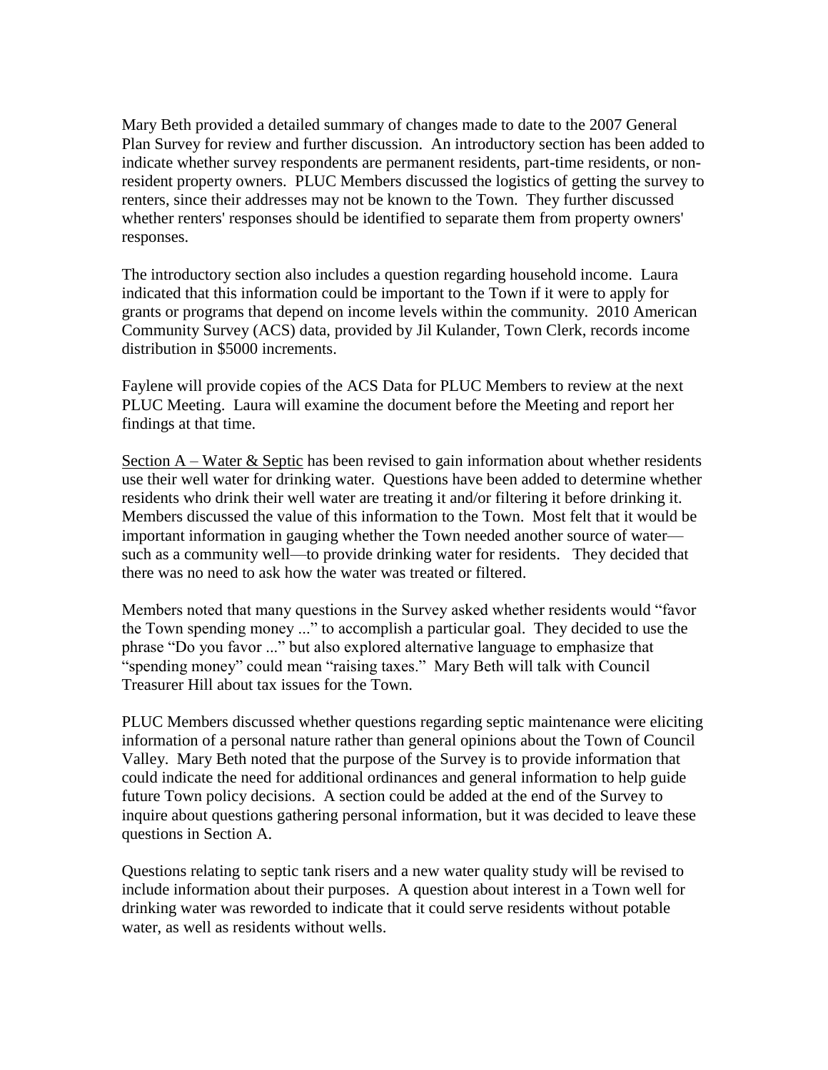Mary Beth provided a detailed summary of changes made to date to the 2007 General Plan Survey for review and further discussion. An introductory section has been added to indicate whether survey respondents are permanent residents, part-time residents, or non-resident property owners. PLUC Members discussed the logistics of getting the survey to renters, since their addresses may not be known to the Town. They further discussed whether renters' responses should be identified to separate them from property owners' responses.

The introductory section also includes a question regarding household income. Laura indicated that this information could be important to the Town if it were to apply for grants or programs that depend on income levels within the community. 2010 American Community Survey (ACS) data, provided by Jil Kulander, Town Clerk, records income distribution in $5000 increments.

Faylene will provide copies of the ACS Data for PLUC Members to review at the next PLUC Meeting. Laura will examine the document before the Meeting and report her findings at that time.

<u>Section A – Water & Septic</u> has been revised to gain information about whether residents use their well water for drinking water. Questions have been added to determine whether residents who drink their well water are treating it and/or filtering it before drinking it. Members discussed the value of this information to the Town. Most felt that it would be important information in gauging whether the Town needed another source of water—such as a community well—to provide drinking water for residents. They decided that there was no need to ask how the water was treated or filtered.

Members noted that many questions in the Survey asked whether residents would "favor the Town spending money ..." to accomplish a particular goal. They decided to use the phrase "Do you favor ..." but also explored alternative language to emphasize that "spending money" could mean "raising taxes." Mary Beth will talk with Council Treasurer Hill about tax issues for the Town.

PLUC Members discussed whether questions regarding septic maintenance were eliciting information of a personal nature rather than general opinions about the Town of Council Valley. Mary Beth noted that the purpose of the Survey is to provide information that could indicate the need for additional ordinances and general information to help guide future Town policy decisions. A section could be added at the end of the Survey to inquire about questions gathering personal information, but it was decided to leave these questions in Section A.

Questions relating to septic tank risers and a new water quality study will be revised to include information about their purposes. A question about interest in a Town well for drinking water was reworded to indicate that it could serve residents without potable water, as well as residents without wells.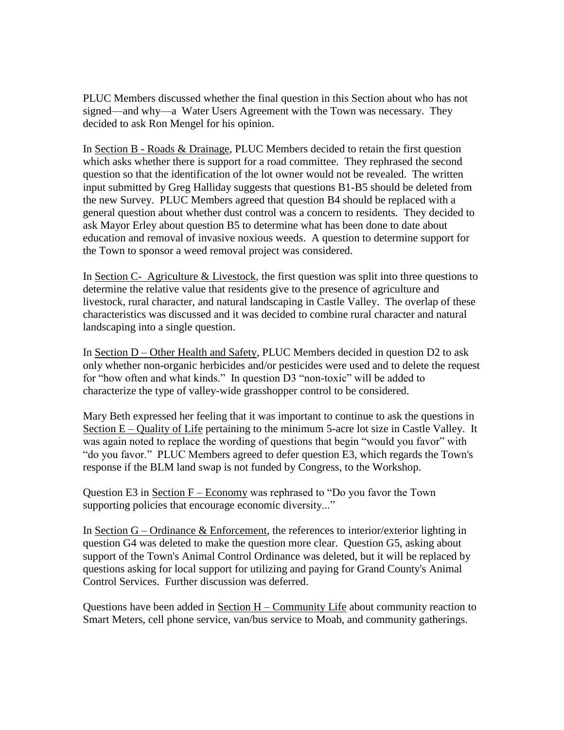PLUC Members discussed whether the final question in this Section about who has not signed—and why—a Water Users Agreement with the Town was necessary. They decided to ask Ron Mengel for his opinion.

In Section B - Roads & Drainage, PLUC Members decided to retain the first question which asks whether there is support for a road committee. They rephrased the second question so that the identification of the lot owner would not be revealed. The written input submitted by Greg Halliday suggests that questions B1-B5 should be deleted from the new Survey. PLUC Members agreed that question B4 should be replaced with a general question about whether dust control was a concern to residents. They decided to ask Mayor Erley about question B5 to determine what has been done to date about education and removal of invasive noxious weeds. A question to determine support for the Town to sponsor a weed removal project was considered.

In Section C- Agriculture & Livestock, the first question was split into three questions to determine the relative value that residents give to the presence of agriculture and livestock, rural character, and natural landscaping in Castle Valley. The overlap of these characteristics was discussed and it was decided to combine rural character and natural landscaping into a single question.

In Section D – Other Health and Safety, PLUC Members decided in question D2 to ask only whether non-organic herbicides and/or pesticides were used and to delete the request for "how often and what kinds." In question D3 "non-toxic" will be added to characterize the type of valley-wide grasshopper control to be considered.

Mary Beth expressed her feeling that it was important to continue to ask the questions in Section E – Quality of Life pertaining to the minimum 5-acre lot size in Castle Valley. It was again noted to replace the wording of questions that begin "would you favor" with "do you favor." PLUC Members agreed to defer question E3, which regards the Town's response if the BLM land swap is not funded by Congress, to the Workshop.

Question E3 in Section F – Economy was rephrased to "Do you favor the Town supporting policies that encourage economic diversity..."

In Section G – Ordinance & Enforcement, the references to interior/exterior lighting in question G4 was deleted to make the question more clear. Question G5, asking about support of the Town's Animal Control Ordinance was deleted, but it will be replaced by questions asking for local support for utilizing and paying for Grand County's Animal Control Services. Further discussion was deferred.

Questions have been added in Section H – Community Life about community reaction to Smart Meters, cell phone service, van/bus service to Moab, and community gatherings.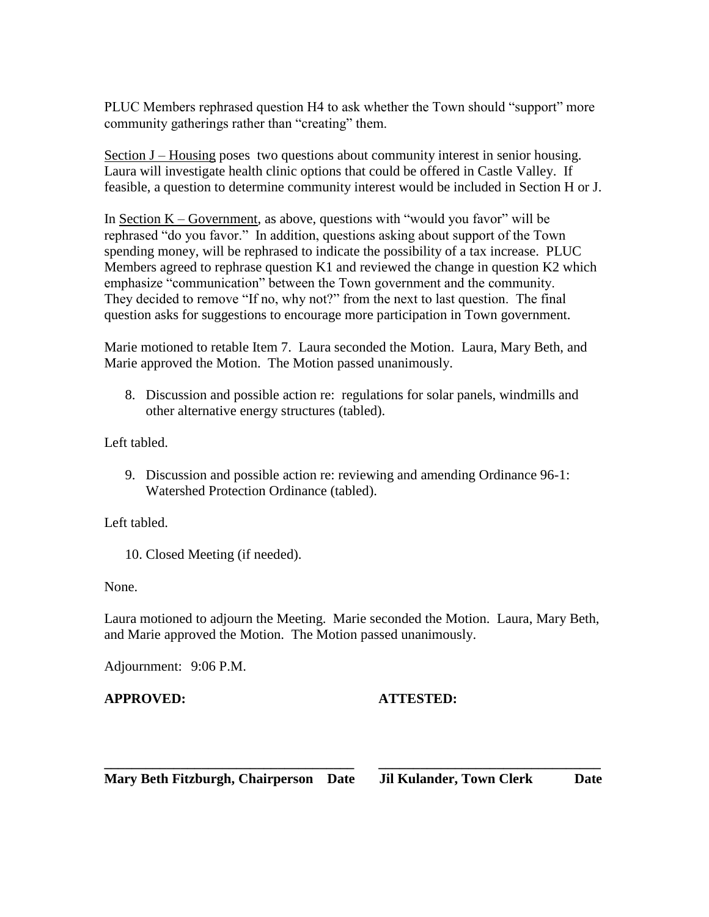PLUC Members rephrased question H4 to ask whether the Town should "support" more community gatherings rather than "creating" them.

Section J – Housing poses two questions about community interest in senior housing. Laura will investigate health clinic options that could be offered in Castle Valley. If feasible, a question to determine community interest would be included in Section H or J.

In Section K – Government, as above, questions with "would you favor" will be rephrased "do you favor." In addition, questions asking about support of the Town spending money, will be rephrased to indicate the possibility of a tax increase. PLUC Members agreed to rephrase question K1 and reviewed the change in question K2 which emphasize "communication" between the Town government and the community. They decided to remove "If no, why not?" from the next to last question. The final question asks for suggestions to encourage more participation in Town government.

Marie motioned to retable Item 7. Laura seconded the Motion. Laura, Mary Beth, and Marie approved the Motion. The Motion passed unanimously.

8. Discussion and possible action re: regulations for solar panels, windmills and other alternative energy structures (tabled).

Left tabled.

9. Discussion and possible action re: reviewing and amending Ordinance 96-1: Watershed Protection Ordinance (tabled).

Left tabled.

10. Closed Meeting (if needed).

None.

Laura motioned to adjourn the Meeting. Marie seconded the Motion. Laura, Mary Beth, and Marie approved the Motion. The Motion passed unanimously.

Adjournment: 9:06 P.M.

**APPROVED:** **ATTESTED:**

**Mary Beth Fitzburgh, Chairperson Date** **Jil Kulander, Town Clerk Date**